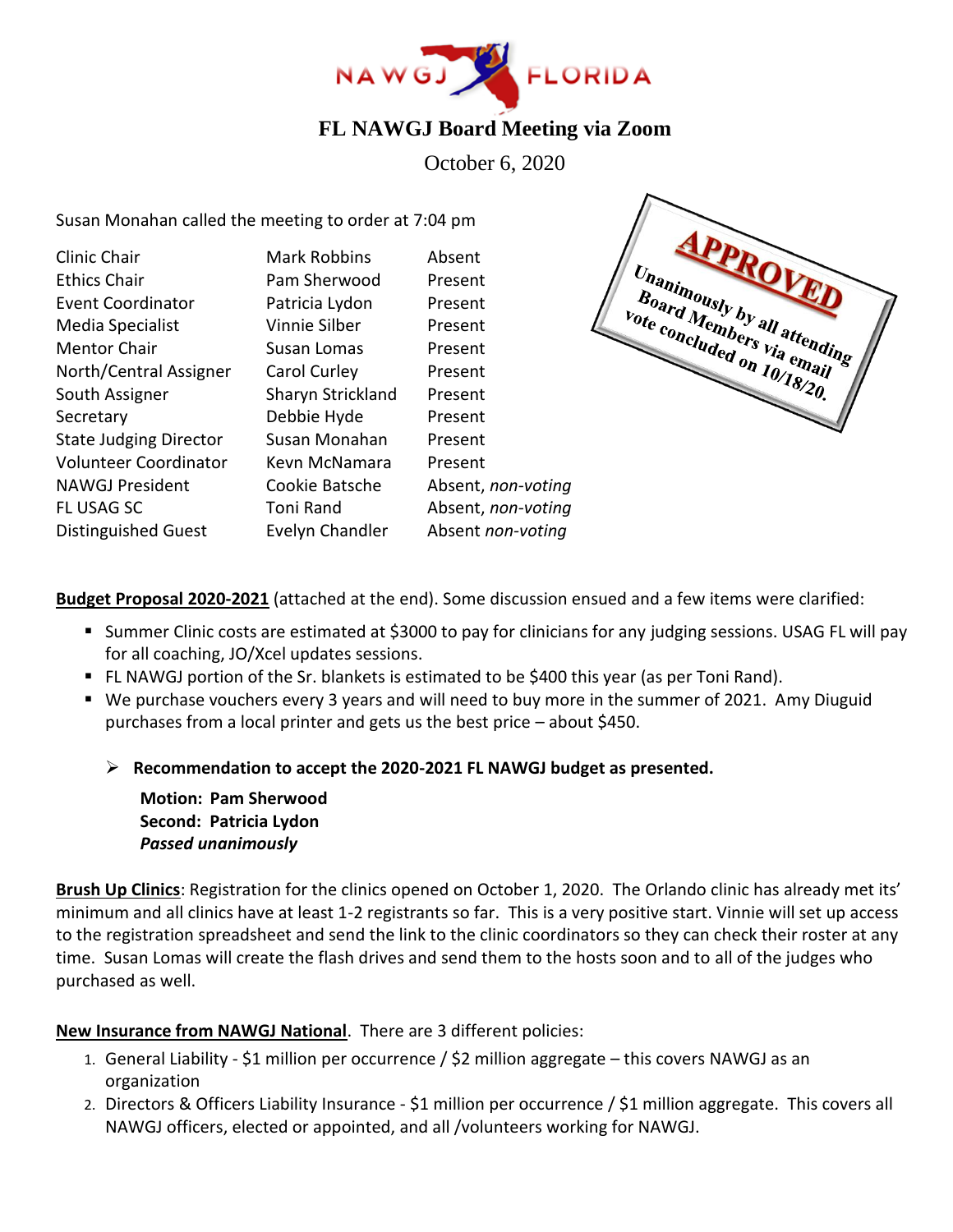# FL NAWGJ Board Meeting via Zoom

October 6, 2020

APPROVED
Unanimously by all attending Board Members via email vote concluded on 10/18/20.

Susan Monahan called the meeting to order at 7:04 pm

| | | |
|---|---|---|
| Clinic Chair | Mark Robbins | Absent |
| Ethics Chair | Pam Sherwood | Present |
| Event Coordinator | Patricia Lydon | Present |
| Media Specialist | Vinnie Silber | Present |
| Mentor Chair | Susan Lomas | Present |
| North/Central Assigner | Carol Curley | Present |
| South Assigner | Sharyn Strickland | Present |
| Secretary | Debbie Hyde | Present |
| State Judging Director | Susan Monahan | Present |
| Volunteer Coordinator | Kevn McNamara | Present |
| NAWGJ President | Cookie Batsche | Absent, *non-voting* |
| FL USAG SC | Toni Rand | Absent, *non-voting* |
| Distinguished Guest | Evelyn Chandler | Absent *non-voting* |

**Budget Proposal 2020-2021** (attached at the end). Some discussion ensued and a few items were clarified:

- Summer Clinic costs are estimated at $3000 to pay for clinicians for any judging sessions. USAG FL will pay for all coaching, JO/Xcel updates sessions.
- FL NAWGJ portion of the Sr. blankets is estimated to be $400 this year (as per Toni Rand).
- We purchase vouchers every 3 years and will need to buy more in the summer of 2021. Amy Diuguid purchases from a local printer and gets us the best price – about $450.

  - **Recommendation to accept the 2020-2021 FL NAWGJ budget as presented.**

    **Motion: Pam Sherwood**
    **Second: Patricia Lydon**
    ***Passed unanimously***

**Brush Up Clinics**: Registration for the clinics opened on October 1, 2020. The Orlando clinic has already met its' minimum and all clinics have at least 1-2 registrants so far. This is a very positive start. Vinnie will set up access to the registration spreadsheet and send the link to the clinic coordinators so they can check their roster at any time. Susan Lomas will create the flash drives and send them to the hosts soon and to all of the judges who purchased as well.

**New Insurance from NAWGJ National**. There are 3 different policies:

1. General Liability - $1 million per occurrence / $2 million aggregate – this covers NAWGJ as an organization
2. Directors & Officers Liability Insurance - $1 million per occurrence / $1 million aggregate. This covers all NAWGJ officers, elected or appointed, and all /volunteers working for NAWGJ.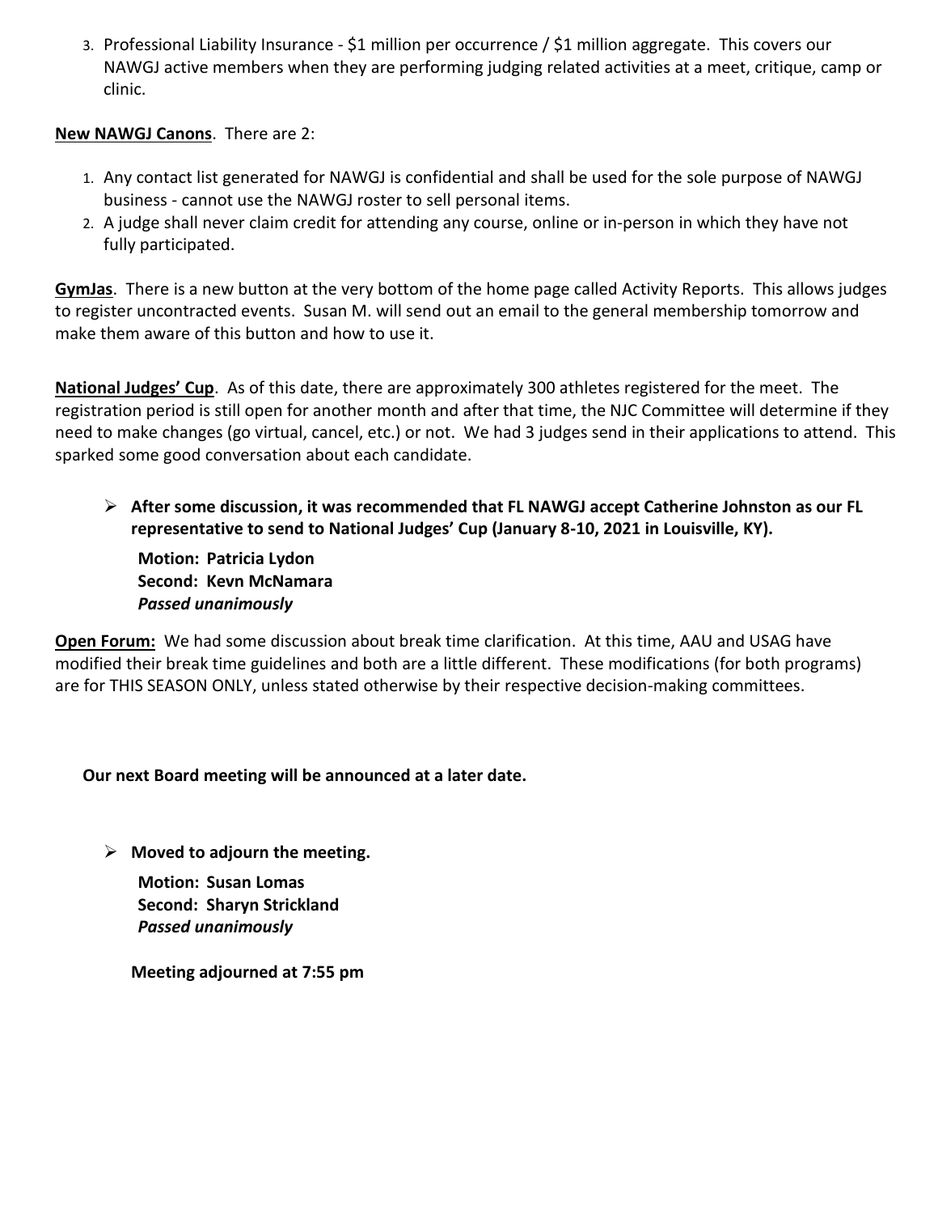3. Professional Liability Insurance - $1 million per occurrence / $1 million aggregate. This covers our NAWGJ active members when they are performing judging related activities at a meet, critique, camp or clinic.

**New NAWGJ Canons**. There are 2:

1. Any contact list generated for NAWGJ is confidential and shall be used for the sole purpose of NAWGJ business - cannot use the NAWGJ roster to sell personal items.
2. A judge shall never claim credit for attending any course, online or in-person in which they have not fully participated.

**GymJas**. There is a new button at the very bottom of the home page called Activity Reports. This allows judges to register uncontracted events. Susan M. will send out an email to the general membership tomorrow and make them aware of this button and how to use it.

**National Judges' Cup**. As of this date, there are approximately 300 athletes registered for the meet. The registration period is still open for another month and after that time, the NJC Committee will determine if they need to make changes (go virtual, cancel, etc.) or not. We had 3 judges send in their applications to attend. This sparked some good conversation about each candidate.

- **After some discussion, it was recommended that FL NAWGJ accept Catherine Johnston as our FL representative to send to National Judges' Cup (January 8-10, 2021 in Louisville, KY).**

  **Motion: Patricia Lydon**
  **Second: Kevn McNamara**
  ***Passed unanimously***

**Open Forum:** We had some discussion about break time clarification. At this time, AAU and USAG have modified their break time guidelines and both are a little different. These modifications (for both programs) are for THIS SEASON ONLY, unless stated otherwise by their respective decision-making committees.

**Our next Board meeting will be announced at a later date.**

- **Moved to adjourn the meeting.**

  **Motion: Susan Lomas**
  **Second: Sharyn Strickland**
  ***Passed unanimously***

  **Meeting adjourned at 7:55 pm**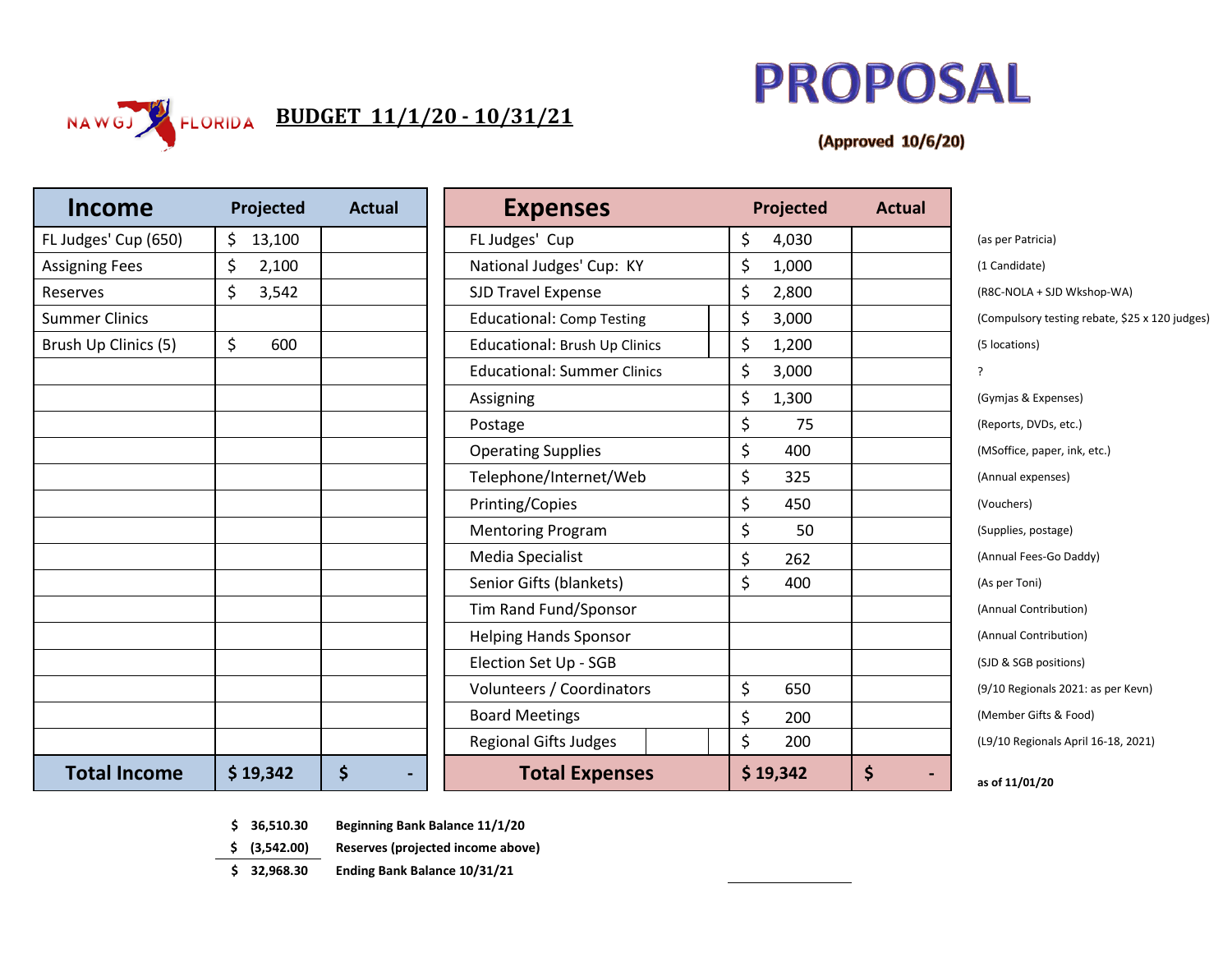NAWGJ FLORIDA

**BUDGET 11/1/20 - 10/31/21**

# PROPOSAL

**(Approved 10/6/20)**

| Income | Projected | Actual |
|---|---|---|
| FL Judges' Cup (650) | $ 13,100 | |
| Assigning Fees | $ 2,100 | |
| Reserves | $ 3,542 | |
| Summer Clinics | | |
| Brush Up Clinics (5) | $ 600 | |
| **Total Income** | **$ 19,342** | **$ -** |

| Expenses | Projected | Actual | |
|---|---|---|---|
| FL Judges' Cup | $ 4,030 | | (as per Patricia) |
| National Judges' Cup: KY | $ 1,000 | | (1 Candidate) |
| SJD Travel Expense | $ 2,800 | | (R8C-NOLA + SJD Wkshop-WA) |
| Educational: Comp Testing | $ 3,000 | | (Compulsory testing rebate, $25 x 120 judges) |
| Educational: Brush Up Clinics | $ 1,200 | | (5 locations) |
| Educational: Summer Clinics | $ 3,000 | | ? |
| Assigning | $ 1,300 | | (Gymjas & Expenses) |
| Postage | $ 75 | | (Reports, DVDs, etc.) |
| Operating Supplies | $ 400 | | (MSoffice, paper, ink, etc.) |
| Telephone/Internet/Web | $ 325 | | (Annual expenses) |
| Printing/Copies | $ 450 | | (Vouchers) |
| Mentoring Program | $ 50 | | (Supplies, postage) |
| Media Specialist | $ 262 | | (Annual Fees-Go Daddy) |
| Senior Gifts (blankets) | $ 400 | | (As per Toni) |
| Tim Rand Fund/Sponsor | | | (Annual Contribution) |
| Helping Hands Sponsor | | | (Annual Contribution) |
| Election Set Up - SGB | | | (SJD & SGB positions) |
| Volunteers / Coordinators | $ 650 | | (9/10 Regionals 2021: as per Kevn) |
| Board Meetings | $ 200 | | (Member Gifts & Food) |
| Regional Gifts Judges | $ 200 | | (L9/10 Regionals April 16-18, 2021) |
| **Total Expenses** | **$ 19,342** | **$ -** | **as of 11/01/20** |

| | |
|---|---|
| **$ 36,510.30** | **Beginning Bank Balance 11/1/20** |
| **$ (3,542.00)** | **Reserves (projected income above)** |
| **$ 32,968.30** | **Ending Bank Balance 10/31/21** |